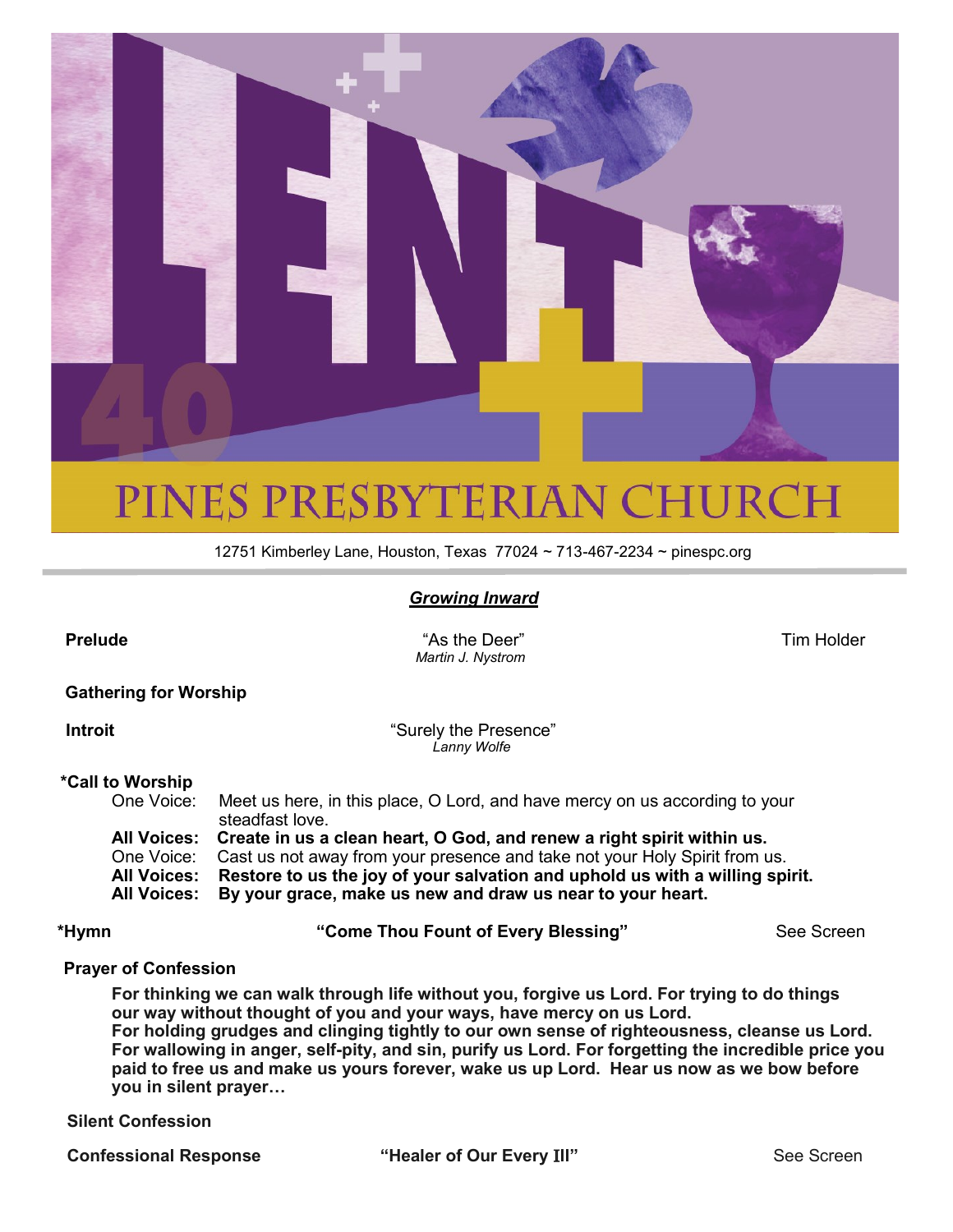# PINES PRESBYTERIAN CHURCH

12751 Kimberley Lane, Houston, Texas 77024 ~ 713-467-2234 ~ pinespc.org

## ***Growing Inward***

**Prelude** — "As the Deer" *Martin J. Nystrom* — Tim Holder

**Gathering for Worship**

**Introit** — "Surely the Presence" *Lanny Wolfe*

**\*Call to Worship**

One Voice: Meet us here, in this place, O Lord, and have mercy on us according to your steadfast love.
**All Voices: Create in us a clean heart, O God, and renew a right spirit within us.**
One Voice: Cast us not away from your presence and take not your Holy Spirit from us.
**All Voices: Restore to us the joy of your salvation and uphold us with a willing spirit.**
**All Voices: By your grace, make us new and draw us near to your heart.**

**\*Hymn** — **"Come Thou Fount of Every Blessing"** — See Screen

**Prayer of Confession**

**For thinking we can walk through life without you, forgive us Lord. For trying to do things our way without thought of you and your ways, have mercy on us Lord.**
**For holding grudges and clinging tightly to our own sense of righteousness, cleanse us Lord. For wallowing in anger, self-pity, and sin, purify us Lord. For forgetting the incredible price you paid to free us and make us yours forever, wake us up Lord. Hear us now as we bow before you in silent prayer…**

**Silent Confession**

**Confessional Response** — **"Healer of Our Every Ill"** — See Screen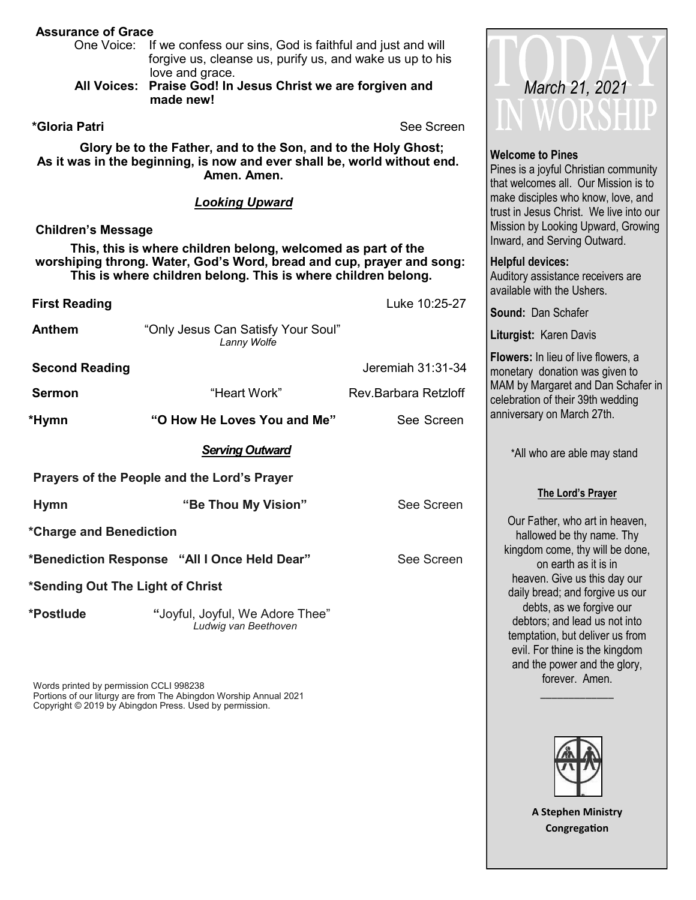**Assurance of Grace**

One Voice: If we confess our sins, God is faithful and just and will forgive us, cleanse us, purify us, and wake us up to his love and grace.

**All Voices: Praise God! In Jesus Christ we are forgiven and made new!**

**\*Gloria Patri** See Screen

**Glory be to the Father, and to the Son, and to the Holy Ghost; As it was in the beginning, is now and ever shall be, world without end. Amen. Amen.**

## *Looking Upward*

**Children's Message**

**This, this is where children belong, welcomed as part of the worshiping throng. Water, God's Word, bread and cup, prayer and song: This is where children belong. This is where children belong.**

**First Reading** Luke 10:25-27

**Anthem** "Only Jesus Can Satisfy Your Soul"
*Lanny Wolfe*

**Second Reading** Jeremiah 31:31-34

**Sermon** "Heart Work" Rev.Barbara Retzloff

**\*Hymn** **"O How He Loves You and Me"** See Screen

## *Serving Outward*

**Prayers of the People and the Lord's Prayer**

**Hymn** **"Be Thou My Vision"** See Screen

**\*Charge and Benediction**

**\*Benediction Response "All I Once Held Dear"** See Screen

**\*Sending Out The Light of Christ**

**\*Postlude** "Joyful, Joyful, We Adore Thee"
*Ludwig van Beethoven*

Words printed by permission CCLI 998238
Portions of our liturgy are from The Abingdon Worship Annual 2021
Copyright © 2019 by Abingdon Press. Used by permission.

# TODAY IN WORSHIP
*March 21, 2021*

**Welcome to Pines**
Pines is a joyful Christian community that welcomes all. Our Mission is to make disciples who know, love, and trust in Jesus Christ. We live into our Mission by Looking Upward, Growing Inward, and Serving Outward.

**Helpful devices:**
Auditory assistance receivers are available with the Ushers.

**Sound:** Dan Schafer

**Liturgist:** Karen Davis

**Flowers:** In lieu of live flowers, a monetary donation was given to MAM by Margaret and Dan Schafer in celebration of their 39th wedding anniversary on March 27th.

\*All who are able may stand

**The Lord's Prayer**

Our Father, who art in heaven, hallowed be thy name. Thy kingdom come, thy will be done, on earth as it is in heaven. Give us this day our daily bread; and forgive us our debts, as we forgive our debtors; and lead us not into temptation, but deliver us from evil. For thine is the kingdom and the power and the glory, forever. Amen.

**A Stephen Ministry Congregation**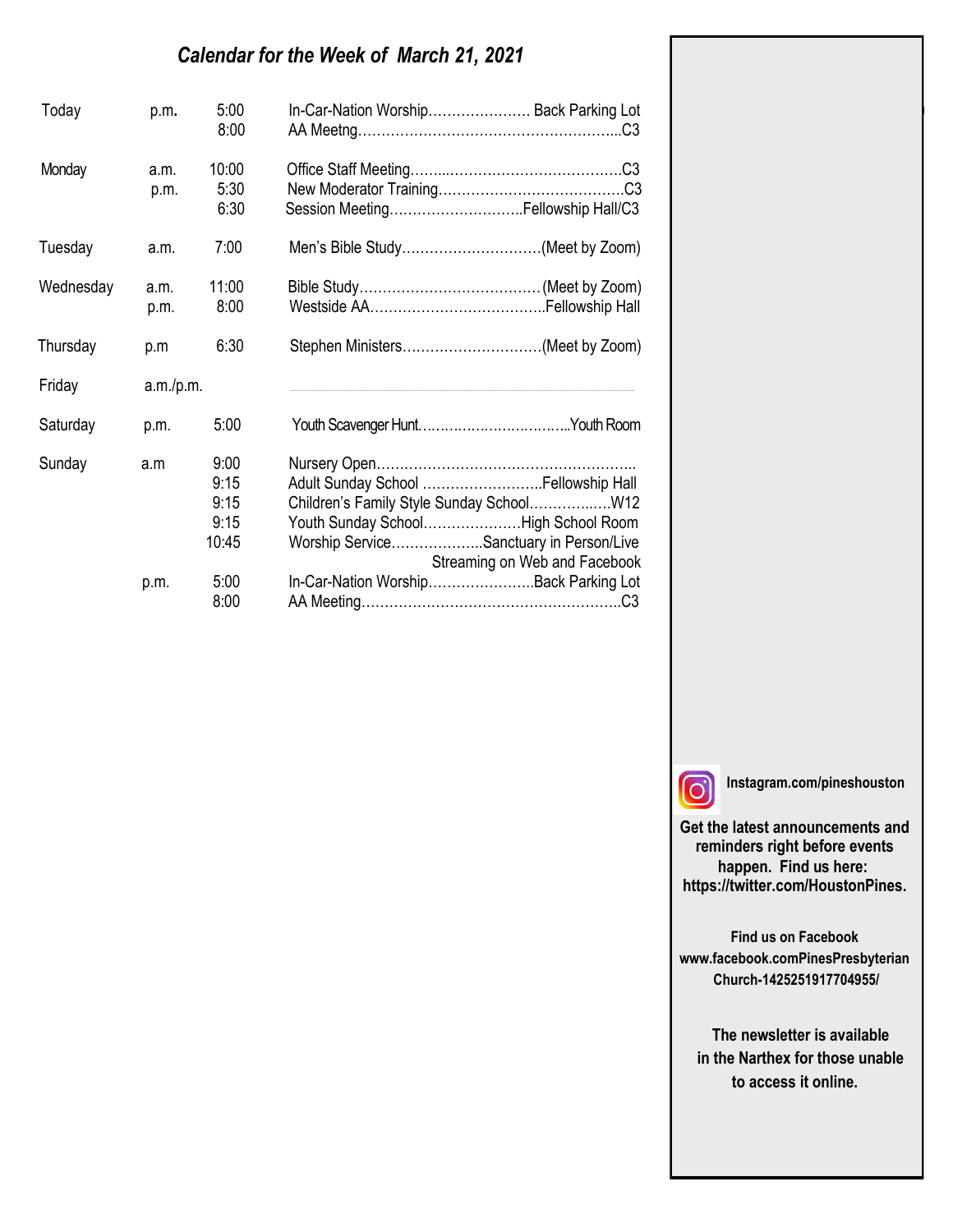# *Calendar for the Week of March 21, 2021*

| Day | | Time | Event | Location |
|---|---|---|---|---|
| Today | p.m. | 5:00 | In-Car-Nation Worship | Back Parking Lot |
| | | 8:00 | AA Meetng | C3 |
| Monday | a.m. | 10:00 | Office Staff Meeting | C3 |
| | p.m. | 5:30 | New Moderator Training | C3 |
| | | 6:30 | Session Meeting | Fellowship Hall/C3 |
| Tuesday | a.m. | 7:00 | Men's Bible Study | (Meet by Zoom) |
| Wednesday | a.m. | 11:00 | Bible Study | (Meet by Zoom) |
| | p.m. | 8:00 | Westside AA | Fellowship Hall |
| Thursday | p.m | 6:30 | Stephen Ministers | (Meet by Zoom) |
| Friday | a.m./p.m. | | | |
| Saturday | p.m. | 5:00 | Youth Scavenger Hunt | Youth Room |
| Sunday | a.m | 9:00 | Nursery Open | |
| | | 9:15 | Adult Sunday School | Fellowship Hall |
| | | 9:15 | Children's Family Style Sunday School | W12 |
| | | 9:15 | Youth Sunday School | High School Room |
| | | 10:45 | Worship Service | Sanctuary in Person/Live Streaming on Web and Facebook |
| | p.m. | 5:00 | In-Car-Nation Worship | Back Parking Lot |
| | | 8:00 | AA Meeting | C3 |

**Instagram.com/pineshouston**

**Get the latest announcements and reminders right before events happen. Find us here: https://twitter.com/HoustonPines.**

**Find us on Facebook www.facebook.comPinesPresbyterian Church-1425251917704955/**

**The newsletter is available in the Narthex for those unable to access it online.**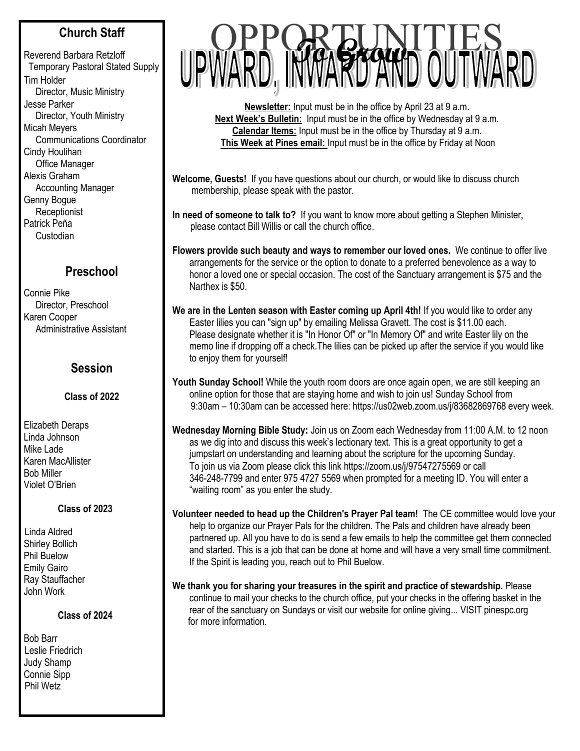## Church Staff

Reverend Barbara Retzloff
Temporary Pastoral Stated Supply
Tim Holder
Director, Music Ministry
Jesse Parker
Director, Youth Ministry
Micah Meyers
Communications Coordinator
Cindy Houlihan
Office Manager
Alexis Graham
Accounting Manager
Genny Bogue
Receptionist
Patrick Peña
Custodian

## Preschool

Connie Pike
Director, Preschool
Karen Cooper
Administrative Assistant

## Session

### Class of 2022

Elizabeth Deraps
Linda Johnson
Mike Lade
Karen MacAllister
Bob Miller
Violet O'Brien

### Class of 2023

Linda Aldred
Shirley Bollich
Phil Buelow
Emily Gairo
Ray Stauffacher
John Work

### Class of 2024

Bob Barr
Leslie Friedrich
Judy Shamp
Connie Sipp
Phil Wetz

# OPPORTUNITIES To Grow UPWARD, INWARD AND OUTWARD

**Newsletter:** Input must be in the office by April 23 at 9 a.m.
**Next Week's Bulletin:** Input must be in the office by Wednesday at 9 a.m.
**Calendar Items:** Input must be in the office by Thursday at 9 a.m.
**This Week at Pines email:** Input must be in the office by Friday at Noon

**Welcome, Guests!** If you have questions about our church, or would like to discuss church membership, please speak with the pastor.

**In need of someone to talk to?** If you want to know more about getting a Stephen Minister, please contact Bill Willis or call the church office.

**Flowers provide such beauty and ways to remember our loved ones.** We continue to offer live arrangements for the service or the option to donate to a preferred benevolence as a way to honor a loved one or special occasion. The cost of the Sanctuary arrangement is $75 and the Narthex is $50.

**We are in the Lenten season with Easter coming up April 4th!** If you would like to order any Easter lilies you can "sign up" by emailing Melissa Gravett. The cost is $11.00 each. Please designate whether it is "In Honor Of" or "In Memory Of" and write Easter lily on the memo line if dropping off a check.The lilies can be picked up after the service if you would like to enjoy them for yourself!

**Youth Sunday School!** While the youth room doors are once again open, we are still keeping an online option for those that are staying home and wish to join us! Sunday School from 9:30am – 10:30am can be accessed here: https://us02web.zoom.us/j/83682869768 every week.

**Wednesday Morning Bible Study:** Join us on Zoom each Wednesday from 11:00 A.M. to 12 noon as we dig into and discuss this week's lectionary text. This is a great opportunity to get a jumpstart on understanding and learning about the scripture for the upcoming Sunday. To join us via Zoom please click this link https://zoom.us/j/97547275569 or call 346-248-7799 and enter 975 4727 5569 when prompted for a meeting ID. You will enter a "waiting room" as you enter the study.

**Volunteer needed to head up the Children's Prayer Pal team!** The CE committee would love your help to organize our Prayer Pals for the children. The Pals and children have already been partnered up. All you have to do is send a few emails to help the committee get them connected and started. This is a job that can be done at home and will have a very small time commitment. If the Spirit is leading you, reach out to Phil Buelow.

**We thank you for sharing your treasures in the spirit and practice of stewardship.** Please continue to mail your checks to the church office, put your checks in the offering basket in the rear of the sanctuary on Sundays or visit our website for online giving... VISIT pinespc.org for more information.